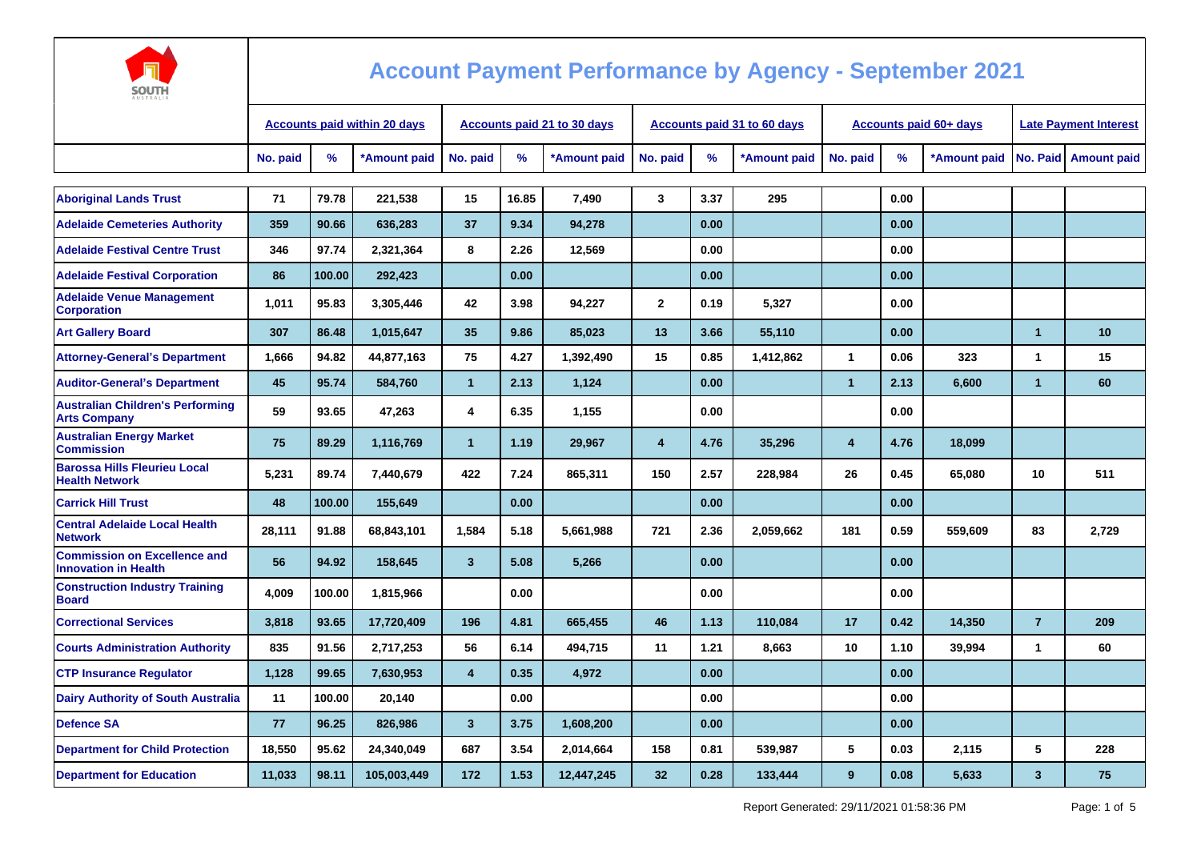# Account Payment Performance by Agency - September 2021

| | Accounts paid within 20 days | | | Accounts paid 21 to 30 days | | | Accounts paid 31 to 60 days | | | Accounts paid 60+ days | | | Late Payment Interest | |
|---|---|---|---|---|---|---|---|---|---|---|---|---|---|---|
| | No. paid | % | *Amount paid | No. paid | % | *Amount paid | No. paid | % | *Amount paid | No. paid | % | *Amount paid | No. Paid | Amount paid |
| Aboriginal Lands Trust | 71 | 79.78 | 221,538 | 15 | 16.85 | 7,490 | 3 | 3.37 | 295 | | 0.00 | | | |
| Adelaide Cemeteries Authority | 359 | 90.66 | 636,283 | 37 | 9.34 | 94,278 | | 0.00 | | | 0.00 | | | |
| Adelaide Festival Centre Trust | 346 | 97.74 | 2,321,364 | 8 | 2.26 | 12,569 | | 0.00 | | | 0.00 | | | |
| Adelaide Festival Corporation | 86 | 100.00 | 292,423 | | 0.00 | | | 0.00 | | | 0.00 | | | |
| Adelaide Venue Management Corporation | 1,011 | 95.83 | 3,305,446 | 42 | 3.98 | 94,227 | 2 | 0.19 | 5,327 | | 0.00 | | | |
| Art Gallery Board | 307 | 86.48 | 1,015,647 | 35 | 9.86 | 85,023 | 13 | 3.66 | 55,110 | | 0.00 | | 1 | 10 |
| Attorney-General's Department | 1,666 | 94.82 | 44,877,163 | 75 | 4.27 | 1,392,490 | 15 | 0.85 | 1,412,862 | 1 | 0.06 | 323 | 1 | 15 |
| Auditor-General's Department | 45 | 95.74 | 584,760 | 1 | 2.13 | 1,124 | | 0.00 | | 1 | 2.13 | 6,600 | 1 | 60 |
| Australian Children's Performing Arts Company | 59 | 93.65 | 47,263 | 4 | 6.35 | 1,155 | | 0.00 | | | 0.00 | | | |
| Australian Energy Market Commission | 75 | 89.29 | 1,116,769 | 1 | 1.19 | 29,967 | 4 | 4.76 | 35,296 | 4 | 4.76 | 18,099 | | |
| Barossa Hills Fleurieu Local Health Network | 5,231 | 89.74 | 7,440,679 | 422 | 7.24 | 865,311 | 150 | 2.57 | 228,984 | 26 | 0.45 | 65,080 | 10 | 511 |
| Carrick Hill Trust | 48 | 100.00 | 155,649 | | 0.00 | | | 0.00 | | | 0.00 | | | |
| Central Adelaide Local Health Network | 28,111 | 91.88 | 68,843,101 | 1,584 | 5.18 | 5,661,988 | 721 | 2.36 | 2,059,662 | 181 | 0.59 | 559,609 | 83 | 2,729 |
| Commission on Excellence and Innovation in Health | 56 | 94.92 | 158,645 | 3 | 5.08 | 5,266 | | 0.00 | | | 0.00 | | | |
| Construction Industry Training Board | 4,009 | 100.00 | 1,815,966 | | 0.00 | | | 0.00 | | | 0.00 | | | |
| Correctional Services | 3,818 | 93.65 | 17,720,409 | 196 | 4.81 | 665,455 | 46 | 1.13 | 110,084 | 17 | 0.42 | 14,350 | 7 | 209 |
| Courts Administration Authority | 835 | 91.56 | 2,717,253 | 56 | 6.14 | 494,715 | 11 | 1.21 | 8,663 | 10 | 1.10 | 39,994 | 1 | 60 |
| CTP Insurance Regulator | 1,128 | 99.65 | 7,630,953 | 4 | 0.35 | 4,972 | | 0.00 | | | 0.00 | | | |
| Dairy Authority of South Australia | 11 | 100.00 | 20,140 | | 0.00 | | | 0.00 | | | 0.00 | | | |
| Defence SA | 77 | 96.25 | 826,986 | 3 | 3.75 | 1,608,200 | | 0.00 | | | 0.00 | | | |
| Department for Child Protection | 18,550 | 95.62 | 24,340,049 | 687 | 3.54 | 2,014,664 | 158 | 0.81 | 539,987 | 5 | 0.03 | 2,115 | 5 | 228 |
| Department for Education | 11,033 | 98.11 | 105,003,449 | 172 | 1.53 | 12,447,245 | 32 | 0.28 | 133,444 | 9 | 0.08 | 5,633 | 3 | 75 |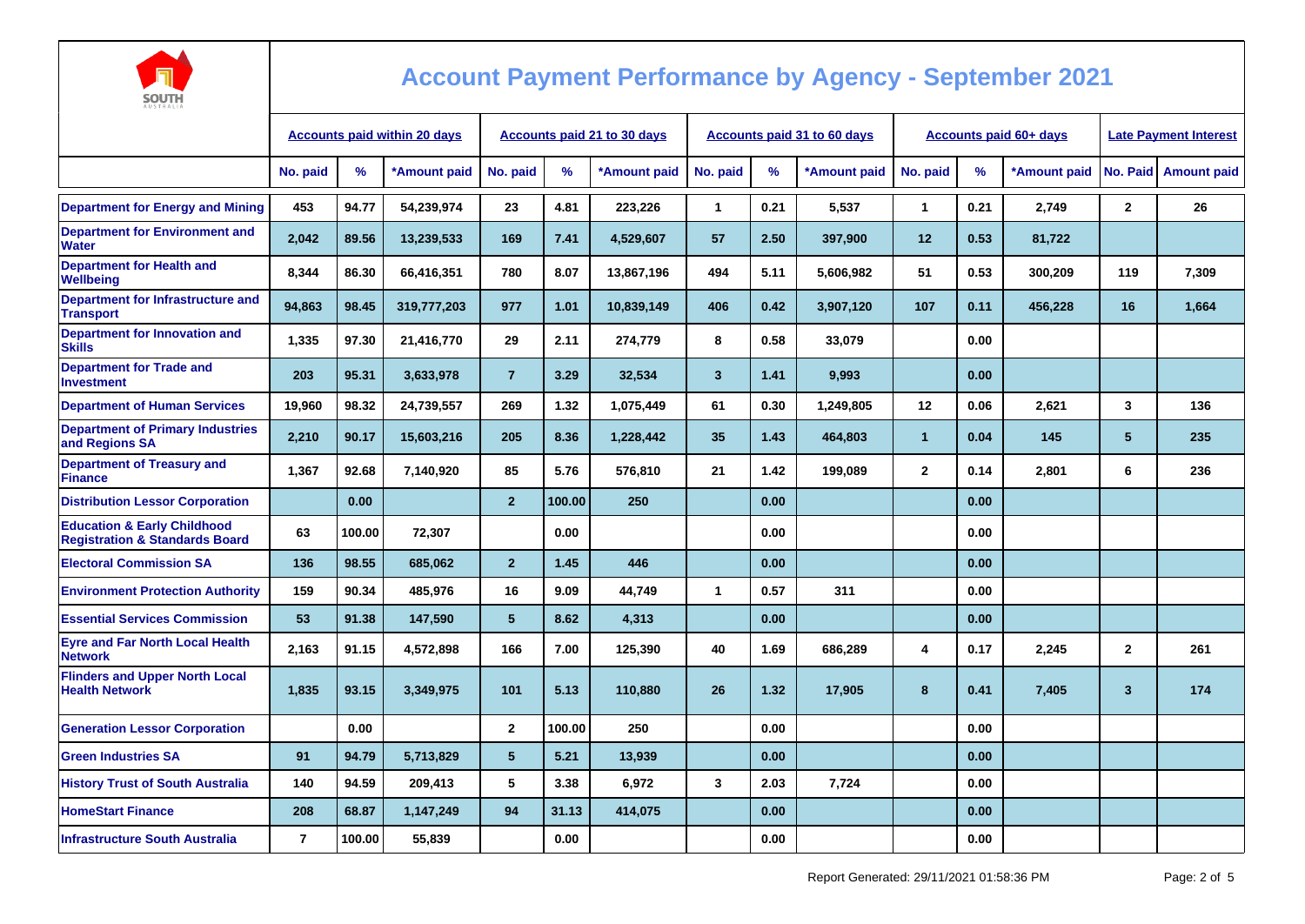# Account Payment Performance by Agency - September 2021

| | Accounts paid within 20 days | | | Accounts paid 21 to 30 days | | | Accounts paid 31 to 60 days | | | Accounts paid 60+ days | | | Late Payment Interest | |
|---|---|---|---|---|---|---|---|---|---|---|---|---|---|---|
| | No. paid | % | *Amount paid | No. paid | % | *Amount paid | No. paid | % | *Amount paid | No. paid | % | *Amount paid | No. Paid | Amount paid |
| Department for Energy and Mining | 453 | 94.77 | 54,239,974 | 23 | 4.81 | 223,226 | 1 | 0.21 | 5,537 | 1 | 0.21 | 2,749 | 2 | 26 |
| Department for Environment and Water | 2,042 | 89.56 | 13,239,533 | 169 | 7.41 | 4,529,607 | 57 | 2.50 | 397,900 | 12 | 0.53 | 81,722 | | |
| Department for Health and Wellbeing | 8,344 | 86.30 | 66,416,351 | 780 | 8.07 | 13,867,196 | 494 | 5.11 | 5,606,982 | 51 | 0.53 | 300,209 | 119 | 7,309 |
| Department for Infrastructure and Transport | 94,863 | 98.45 | 319,777,203 | 977 | 1.01 | 10,839,149 | 406 | 0.42 | 3,907,120 | 107 | 0.11 | 456,228 | 16 | 1,664 |
| Department for Innovation and Skills | 1,335 | 97.30 | 21,416,770 | 29 | 2.11 | 274,779 | 8 | 0.58 | 33,079 | | 0.00 | | | |
| Department for Trade and Investment | 203 | 95.31 | 3,633,978 | 7 | 3.29 | 32,534 | 3 | 1.41 | 9,993 | | 0.00 | | | |
| Department of Human Services | 19,960 | 98.32 | 24,739,557 | 269 | 1.32 | 1,075,449 | 61 | 0.30 | 1,249,805 | 12 | 0.06 | 2,621 | 3 | 136 |
| Department of Primary Industries and Regions SA | 2,210 | 90.17 | 15,603,216 | 205 | 8.36 | 1,228,442 | 35 | 1.43 | 464,803 | 1 | 0.04 | 145 | 5 | 235 |
| Department of Treasury and Finance | 1,367 | 92.68 | 7,140,920 | 85 | 5.76 | 576,810 | 21 | 1.42 | 199,089 | 2 | 0.14 | 2,801 | 6 | 236 |
| Distribution Lessor Corporation | | 0.00 | | 2 | 100.00 | 250 | | 0.00 | | | 0.00 | | | |
| Education & Early Childhood Registration & Standards Board | 63 | 100.00 | 72,307 | | 0.00 | | | 0.00 | | | 0.00 | | | |
| Electoral Commission SA | 136 | 98.55 | 685,062 | 2 | 1.45 | 446 | | 0.00 | | | 0.00 | | | |
| Environment Protection Authority | 159 | 90.34 | 485,976 | 16 | 9.09 | 44,749 | 1 | 0.57 | 311 | | 0.00 | | | |
| Essential Services Commission | 53 | 91.38 | 147,590 | 5 | 8.62 | 4,313 | | 0.00 | | | 0.00 | | | |
| Eyre and Far North Local Health Network | 2,163 | 91.15 | 4,572,898 | 166 | 7.00 | 125,390 | 40 | 1.69 | 686,289 | 4 | 0.17 | 2,245 | 2 | 261 |
| Flinders and Upper North Local Health Network | 1,835 | 93.15 | 3,349,975 | 101 | 5.13 | 110,880 | 26 | 1.32 | 17,905 | 8 | 0.41 | 7,405 | 3 | 174 |
| Generation Lessor Corporation | | 0.00 | | 2 | 100.00 | 250 | | 0.00 | | | 0.00 | | | |
| Green Industries SA | 91 | 94.79 | 5,713,829 | 5 | 5.21 | 13,939 | | 0.00 | | | 0.00 | | | |
| History Trust of South Australia | 140 | 94.59 | 209,413 | 5 | 3.38 | 6,972 | 3 | 2.03 | 7,724 | | 0.00 | | | |
| HomeStart Finance | 208 | 68.87 | 1,147,249 | 94 | 31.13 | 414,075 | | 0.00 | | | 0.00 | | | |
| Infrastructure South Australia | 7 | 100.00 | 55,839 | | 0.00 | | | 0.00 | | | 0.00 | | | |

Report Generated: 29/11/2021 01:58:36 PM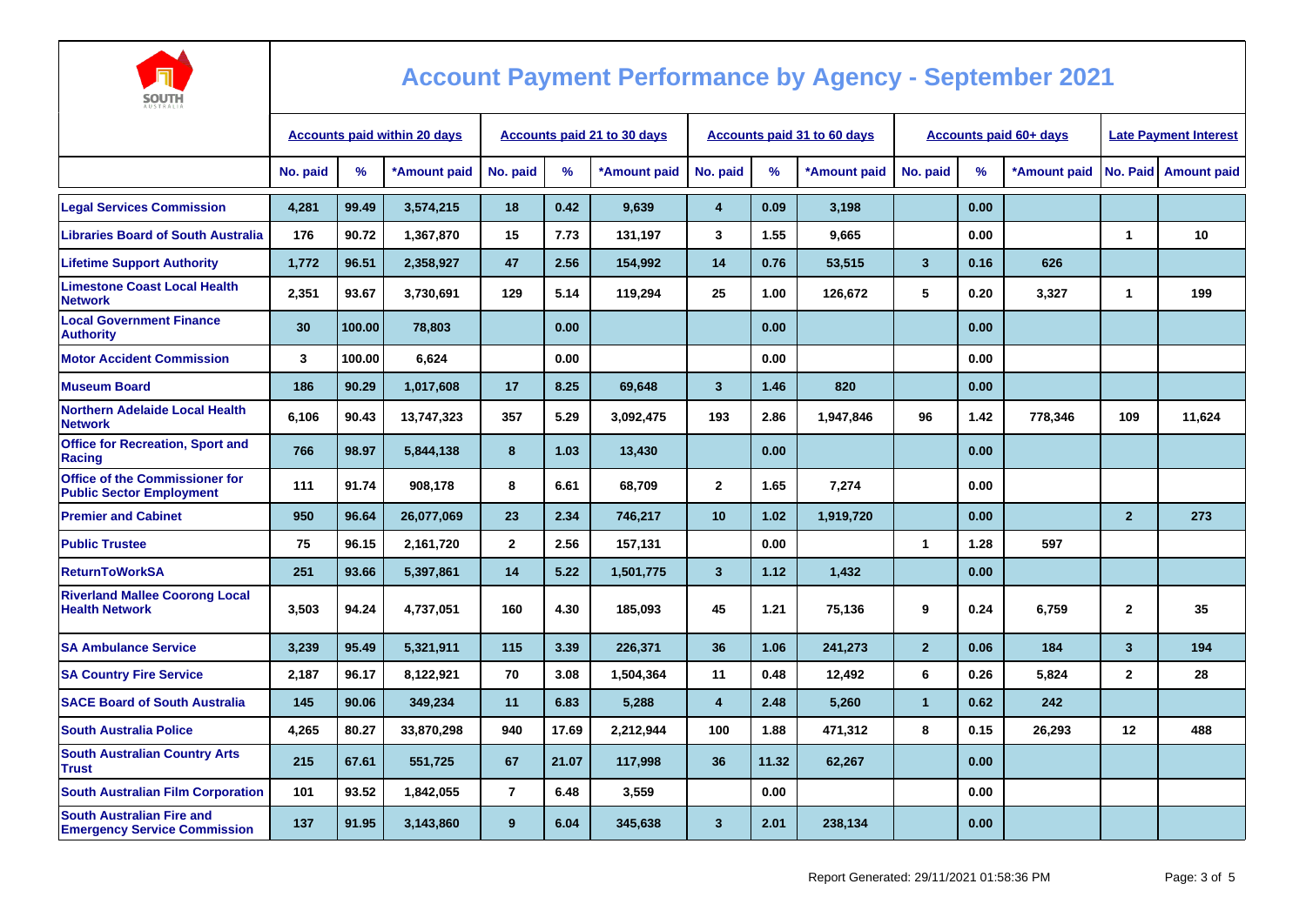# Account Payment Performance by Agency - September 2021

| | Accounts paid within 20 days | | | Accounts paid 21 to 30 days | | | Accounts paid 31 to 60 days | | | Accounts paid 60+ days | | | Late Payment Interest | |
|---|---|---|---|---|---|---|---|---|---|---|---|---|---|---|
| | No. paid | % | *Amount paid | No. paid | % | *Amount paid | No. paid | % | *Amount paid | No. paid | % | *Amount paid | No. Paid | Amount paid |
| Legal Services Commission | 4,281 | 99.49 | 3,574,215 | 18 | 0.42 | 9,639 | 4 | 0.09 | 3,198 | | 0.00 | | | |
| Libraries Board of South Australia | 176 | 90.72 | 1,367,870 | 15 | 7.73 | 131,197 | 3 | 1.55 | 9,665 | | 0.00 | | 1 | 10 |
| Lifetime Support Authority | 1,772 | 96.51 | 2,358,927 | 47 | 2.56 | 154,992 | 14 | 0.76 | 53,515 | 3 | 0.16 | 626 | | |
| Limestone Coast Local Health Network | 2,351 | 93.67 | 3,730,691 | 129 | 5.14 | 119,294 | 25 | 1.00 | 126,672 | 5 | 0.20 | 3,327 | 1 | 199 |
| Local Government Finance Authority | 30 | 100.00 | 78,803 | | 0.00 | | | 0.00 | | | 0.00 | | | |
| Motor Accident Commission | 3 | 100.00 | 6,624 | | 0.00 | | | 0.00 | | | 0.00 | | | |
| Museum Board | 186 | 90.29 | 1,017,608 | 17 | 8.25 | 69,648 | 3 | 1.46 | 820 | | 0.00 | | | |
| Northern Adelaide Local Health Network | 6,106 | 90.43 | 13,747,323 | 357 | 5.29 | 3,092,475 | 193 | 2.86 | 1,947,846 | 96 | 1.42 | 778,346 | 109 | 11,624 |
| Office for Recreation, Sport and Racing | 766 | 98.97 | 5,844,138 | 8 | 1.03 | 13,430 | | 0.00 | | | 0.00 | | | |
| Office of the Commissioner for Public Sector Employment | 111 | 91.74 | 908,178 | 8 | 6.61 | 68,709 | 2 | 1.65 | 7,274 | | 0.00 | | | |
| Premier and Cabinet | 950 | 96.64 | 26,077,069 | 23 | 2.34 | 746,217 | 10 | 1.02 | 1,919,720 | | 0.00 | | 2 | 273 |
| Public Trustee | 75 | 96.15 | 2,161,720 | 2 | 2.56 | 157,131 | | 0.00 | | 1 | 1.28 | 597 | | |
| ReturnToWorkSA | 251 | 93.66 | 5,397,861 | 14 | 5.22 | 1,501,775 | 3 | 1.12 | 1,432 | | 0.00 | | | |
| Riverland Mallee Coorong Local Health Network | 3,503 | 94.24 | 4,737,051 | 160 | 4.30 | 185,093 | 45 | 1.21 | 75,136 | 9 | 0.24 | 6,759 | 2 | 35 |
| SA Ambulance Service | 3,239 | 95.49 | 5,321,911 | 115 | 3.39 | 226,371 | 36 | 1.06 | 241,273 | 2 | 0.06 | 184 | 3 | 194 |
| SA Country Fire Service | 2,187 | 96.17 | 8,122,921 | 70 | 3.08 | 1,504,364 | 11 | 0.48 | 12,492 | 6 | 0.26 | 5,824 | 2 | 28 |
| SACE Board of South Australia | 145 | 90.06 | 349,234 | 11 | 6.83 | 5,288 | 4 | 2.48 | 5,260 | 1 | 0.62 | 242 | | |
| South Australia Police | 4,265 | 80.27 | 33,870,298 | 940 | 17.69 | 2,212,944 | 100 | 1.88 | 471,312 | 8 | 0.15 | 26,293 | 12 | 488 |
| South Australian Country Arts Trust | 215 | 67.61 | 551,725 | 67 | 21.07 | 117,998 | 36 | 11.32 | 62,267 | | 0.00 | | | |
| South Australian Film Corporation | 101 | 93.52 | 1,842,055 | 7 | 6.48 | 3,559 | | 0.00 | | | 0.00 | | | |
| South Australian Fire and Emergency Service Commission | 137 | 91.95 | 3,143,860 | 9 | 6.04 | 345,638 | 3 | 2.01 | 238,134 | | 0.00 | | | |

Report Generated: 29/11/2021 01:58:36 PM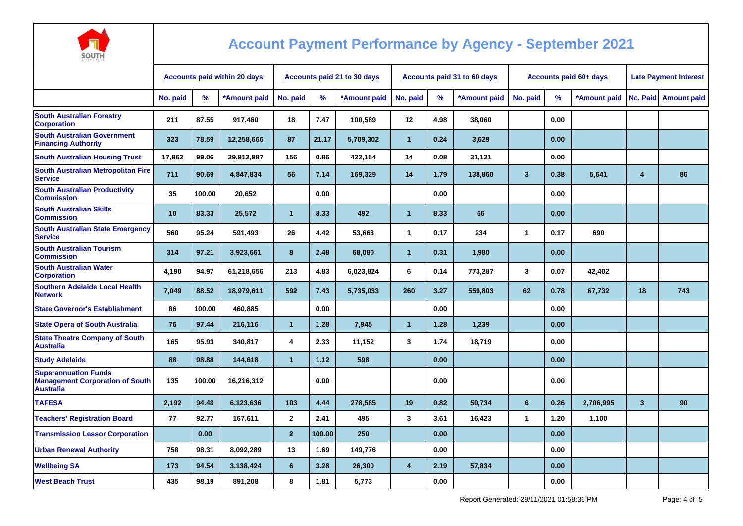# Account Payment Performance by Agency - September 2021

| | Accounts paid within 20 days | | | Accounts paid 21 to 30 days | | | Accounts paid 31 to 60 days | | | Accounts paid 60+ days | | | Late Payment Interest | |
|---|---|---|---|---|---|---|---|---|---|---|---|---|---|---|
| | No. paid | % | *Amount paid | No. paid | % | *Amount paid | No. paid | % | *Amount paid | No. paid | % | *Amount paid | No. Paid | Amount paid |
| South Australian Forestry Corporation | 211 | 87.55 | 917,460 | 18 | 7.47 | 100,589 | 12 | 4.98 | 38,060 | | 0.00 | | | |
| South Australian Government Financing Authority | 323 | 78.59 | 12,258,666 | 87 | 21.17 | 5,709,302 | 1 | 0.24 | 3,629 | | 0.00 | | | |
| South Australian Housing Trust | 17,962 | 99.06 | 29,912,987 | 156 | 0.86 | 422,164 | 14 | 0.08 | 31,121 | | 0.00 | | | |
| South Australian Metropolitan Fire Service | 711 | 90.69 | 4,847,834 | 56 | 7.14 | 169,329 | 14 | 1.79 | 138,860 | 3 | 0.38 | 5,641 | 4 | 86 |
| South Australian Productivity Commission | 35 | 100.00 | 20,652 | | 0.00 | | | 0.00 | | | 0.00 | | | |
| South Australian Skills Commission | 10 | 83.33 | 25,572 | 1 | 8.33 | 492 | 1 | 8.33 | 66 | | 0.00 | | | |
| South Australian State Emergency Service | 560 | 95.24 | 591,493 | 26 | 4.42 | 53,663 | 1 | 0.17 | 234 | 1 | 0.17 | 690 | | |
| South Australian Tourism Commission | 314 | 97.21 | 3,923,661 | 8 | 2.48 | 68,080 | 1 | 0.31 | 1,980 | | 0.00 | | | |
| South Australian Water Corporation | 4,190 | 94.97 | 61,218,656 | 213 | 4.83 | 6,023,824 | 6 | 0.14 | 773,287 | 3 | 0.07 | 42,402 | | |
| Southern Adelaide Local Health Network | 7,049 | 88.52 | 18,979,611 | 592 | 7.43 | 5,735,033 | 260 | 3.27 | 559,803 | 62 | 0.78 | 67,732 | 18 | 743 |
| State Governor's Establishment | 86 | 100.00 | 460,885 | | 0.00 | | | 0.00 | | | 0.00 | | | |
| State Opera of South Australia | 76 | 97.44 | 216,116 | 1 | 1.28 | 7,945 | 1 | 1.28 | 1,239 | | 0.00 | | | |
| State Theatre Company of South Australia | 165 | 95.93 | 340,817 | 4 | 2.33 | 11,152 | 3 | 1.74 | 18,719 | | 0.00 | | | |
| Study Adelaide | 88 | 98.88 | 144,618 | 1 | 1.12 | 598 | | 0.00 | | | 0.00 | | | |
| Superannuation Funds Management Corporation of South Australia | 135 | 100.00 | 16,216,312 | | 0.00 | | | 0.00 | | | 0.00 | | | |
| TAFESA | 2,192 | 94.48 | 6,123,636 | 103 | 4.44 | 278,585 | 19 | 0.82 | 50,734 | 6 | 0.26 | 2,706,995 | 3 | 90 |
| Teachers' Registration Board | 77 | 92.77 | 167,611 | 2 | 2.41 | 495 | 3 | 3.61 | 16,423 | 1 | 1.20 | 1,100 | | |
| Transmission Lessor Corporation | | 0.00 | | 2 | 100.00 | 250 | | 0.00 | | | 0.00 | | | |
| Urban Renewal Authority | 758 | 98.31 | 8,092,289 | 13 | 1.69 | 149,776 | | 0.00 | | | 0.00 | | | |
| Wellbeing SA | 173 | 94.54 | 3,138,424 | 6 | 3.28 | 26,300 | 4 | 2.19 | 57,834 | | 0.00 | | | |
| West Beach Trust | 435 | 98.19 | 891,208 | 8 | 1.81 | 5,773 | | 0.00 | | | 0.00 | | | |

Report Generated: 29/11/2021 01:58:36 PM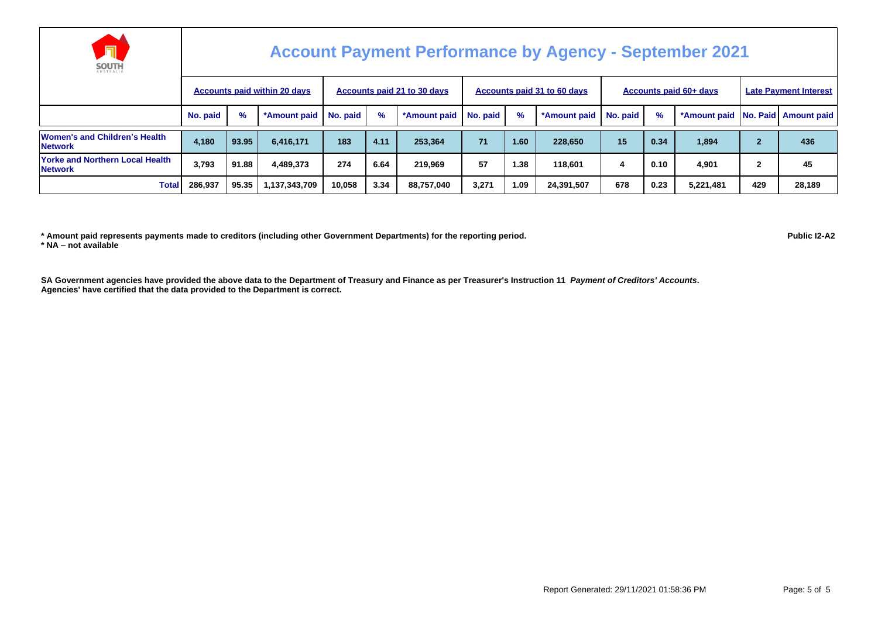# Account Payment Performance by Agency - September 2021

| | Accounts paid within 20 days | | | Accounts paid 21 to 30 days | | | Accounts paid 31 to 60 days | | | Accounts paid 60+ days | | | Late Payment Interest | |
|---|---|---|---|---|---|---|---|---|---|---|---|---|---|---|
| | No. paid | % | *Amount paid | No. paid | % | *Amount paid | No. paid | % | *Amount paid | No. paid | % | *Amount paid | No. Paid | Amount paid |
| Women's and Children's Health Network | 4,180 | 93.95 | 6,416,171 | 183 | 4.11 | 253,364 | 71 | 1.60 | 228,650 | 15 | 0.34 | 1,894 | 2 | 436 |
| Yorke and Northern Local Health Network | 3,793 | 91.88 | 4,489,373 | 274 | 6.64 | 219,969 | 57 | 1.38 | 118,601 | 4 | 0.10 | 4,901 | 2 | 45 |
| Total | 286,937 | 95.35 | 1,137,343,709 | 10,058 | 3.34 | 88,757,040 | 3,271 | 1.09 | 24,391,507 | 678 | 0.23 | 5,221,481 | 429 | 28,189 |

**\* Amount paid represents payments made to creditors (including other Government Departments) for the reporting period.**
**\* NA – not available**

**Public I2-A2**

**SA Government agencies have provided the above data to the Department of Treasury and Finance as per Treasurer's Instruction 11 *Payment of Creditors' Accounts*.**
**Agencies' have certified that the data provided to the Department is correct.**

Report Generated: 29/11/2021 01:58:36 PM